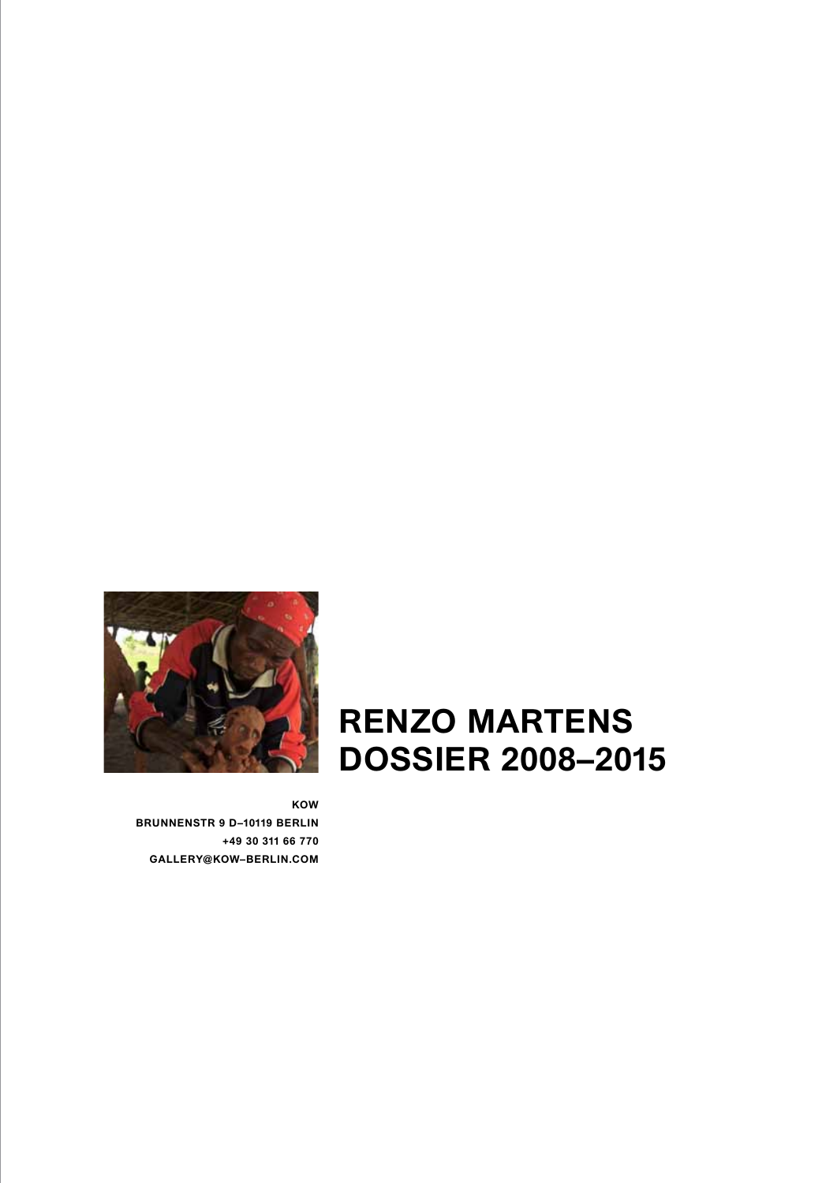# RENZO MARTENS DOSSIER 2008–2015

**KOW**
**BRUNNENSTR 9 D–10119 BERLIN**
**+49 30 311 66 770**
**GALLERY@KOW–BERLIN.COM**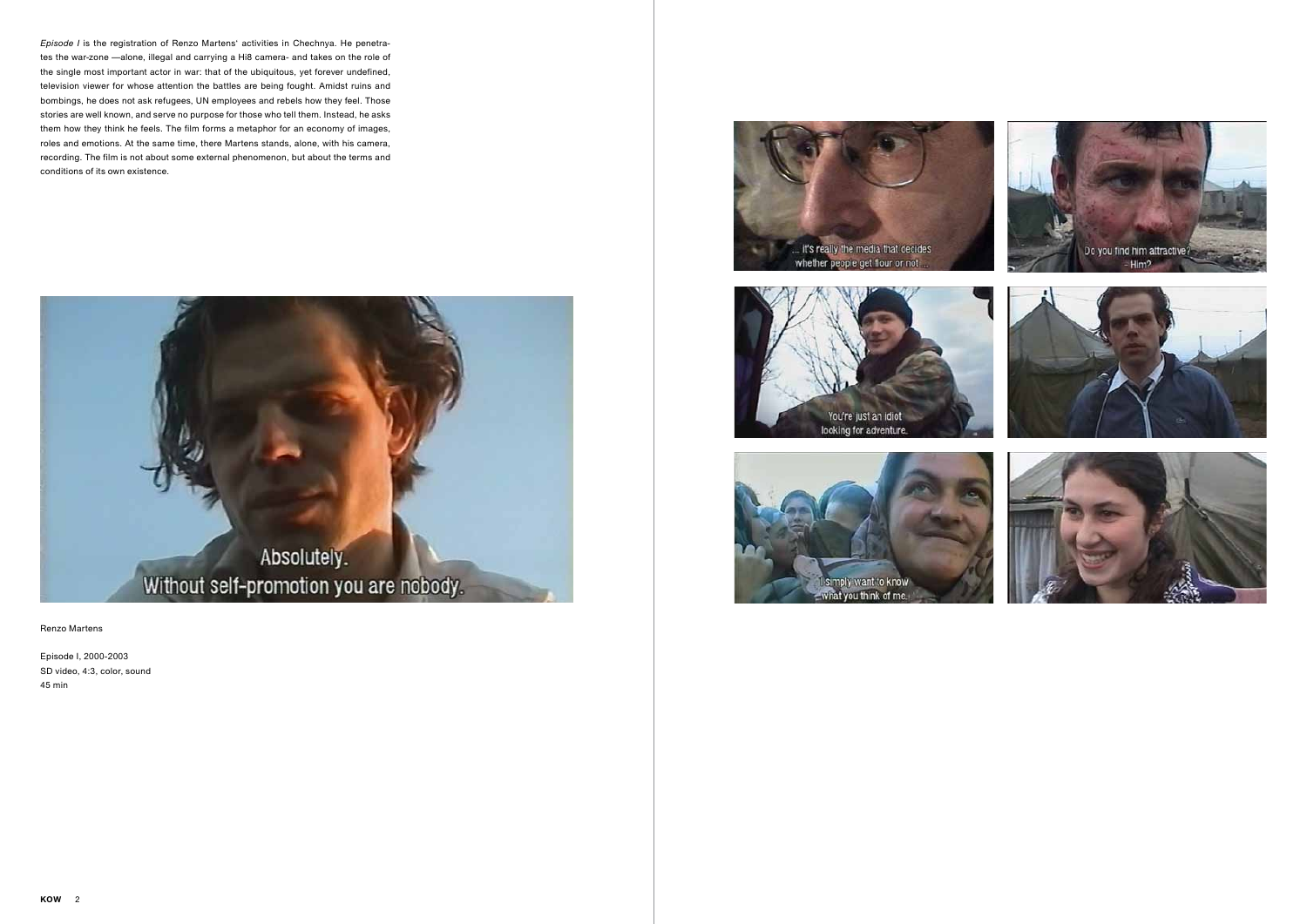*Episode I* is the registration of Renzo Martens' activities in Chechnya. He penetrates the war-zone —alone, illegal and carrying a Hi8 camera- and takes on the role of the single most important actor in war: that of the ubiquitous, yet forever undefined, television viewer for whose attention the battles are being fought. Amidst ruins and bombings, he does not ask refugees, UN employees and rebels how they feel. Those stories are well known, and serve no purpose for those who tell them. Instead, he asks them how they think he feels. The film forms a metaphor for an economy of images, roles and emotions. At the same time, there Martens stands, alone, with his camera, recording. The film is not about some external phenomenon, but about the terms and conditions of its own existence.

Renzo Martens

Episode I, 2000-2003
SD video, 4:3, color, sound
45 min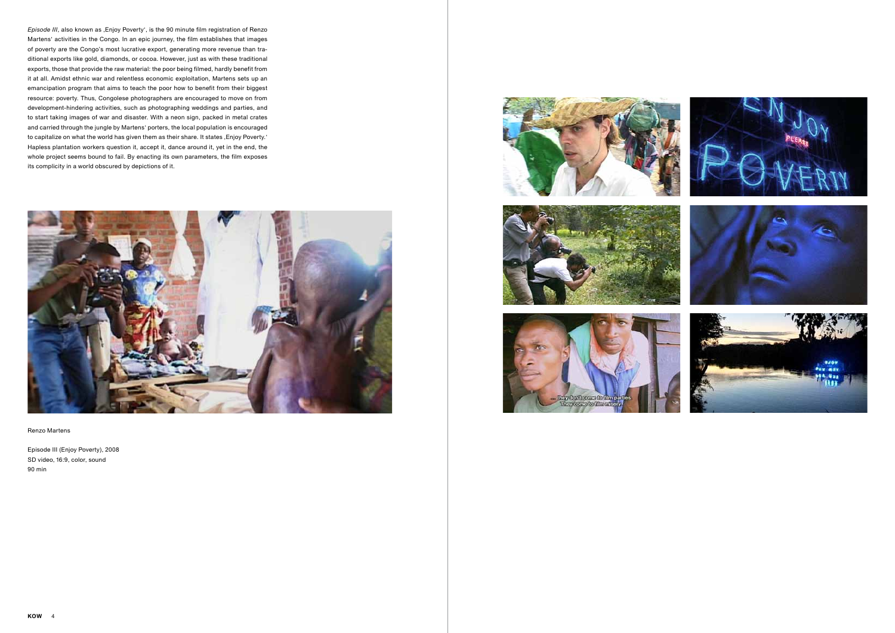*Episode III*, also known as ‚Enjoy Poverty', is the 90 minute film registration of Renzo Martens' activities in the Congo. In an epic journey, the film establishes that images of poverty are the Congo's most lucrative export, generating more revenue than traditional exports like gold, diamonds, or cocoa. However, just as with these traditional exports, those that provide the raw material: the poor being filmed, hardly benefit from it at all. Amidst ethnic war and relentless economic exploitation, Martens sets up an emancipation program that aims to teach the poor how to benefit from their biggest resource: poverty. Thus, Congolese photographers are encouraged to move on from development-hindering activities, such as photographing weddings and parties, and to start taking images of war and disaster. With a neon sign, packed in metal crates and carried through the jungle by Martens' porters, the local population is encouraged to capitalize on what the world has given them as their share. It states ‚Enjoy Poverty.' Hapless plantation workers question it, accept it, dance around it, yet in the end, the whole project seems bound to fail. By enacting its own parameters, the film exposes its complicity in a world obscured by depictions of it.

Renzo Martens

Episode III (Enjoy Poverty), 2008
SD video, 16:9, color, sound
90 min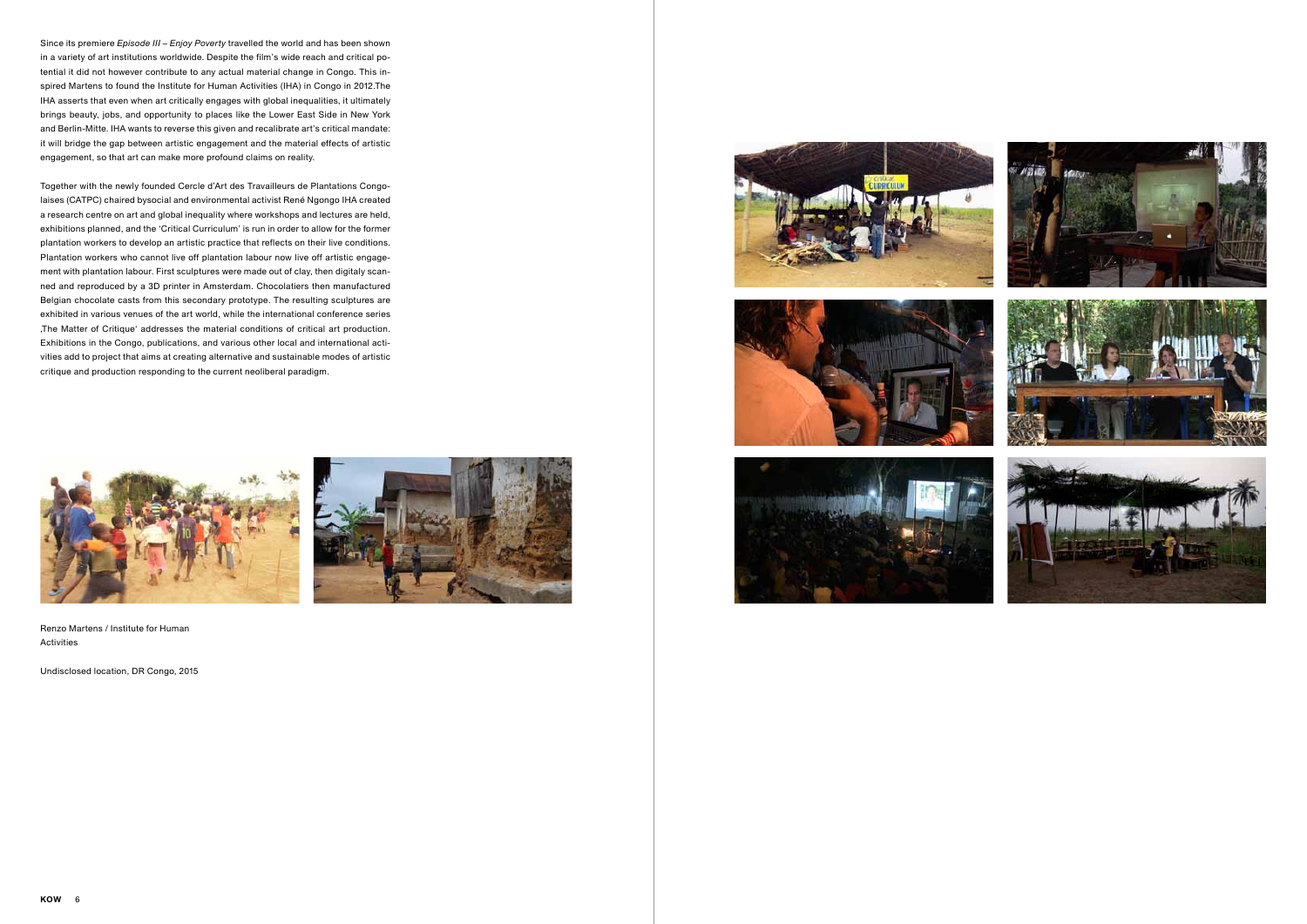Since its premiere *Episode III – Enjoy Poverty* travelled the world and has been shown in a variety of art institutions worldwide. Despite the film's wide reach and critical potential it did not however contribute to any actual material change in Congo. This inspired Martens to found the Institute for Human Activities (IHA) in Congo in 2012.The IHA asserts that even when art critically engages with global inequalities, it ultimately brings beauty, jobs, and opportunity to places like the Lower East Side in New York and Berlin-Mitte. IHA wants to reverse this given and recalibrate art's critical mandate: it will bridge the gap between artistic engagement and the material effects of artistic engagement, so that art can make more profound claims on reality.

Together with the newly founded Cercle d'Art des Travailleurs de Plantations Congolaises (CATPC) chaired bysocial and environmental activist René Ngongo IHA created a research centre on art and global inequality where workshops and lectures are held, exhibitions planned, and the 'Critical Curriculum' is run in order to allow for the former plantation workers to develop an artistic practice that reflects on their live conditions. Plantation workers who cannot live off plantation labour now live off artistic engagement with plantation labour. First sculptures were made out of clay, then digitaly scanned and reproduced by a 3D printer in Amsterdam. Chocolatiers then manufactured Belgian chocolate casts from this secondary prototype. The resulting sculptures are exhibited in various venues of the art world, while the international conference series ‚The Matter of Critique' addresses the material conditions of critical art production. Exhibitions in the Congo, publications, and various other local and international activities add to project that aims at creating alternative and sustainable modes of artistic critique and production responding to the current neoliberal paradigm.

Renzo Martens / Institute for Human Activities

Undisclosed location, DR Congo, 2015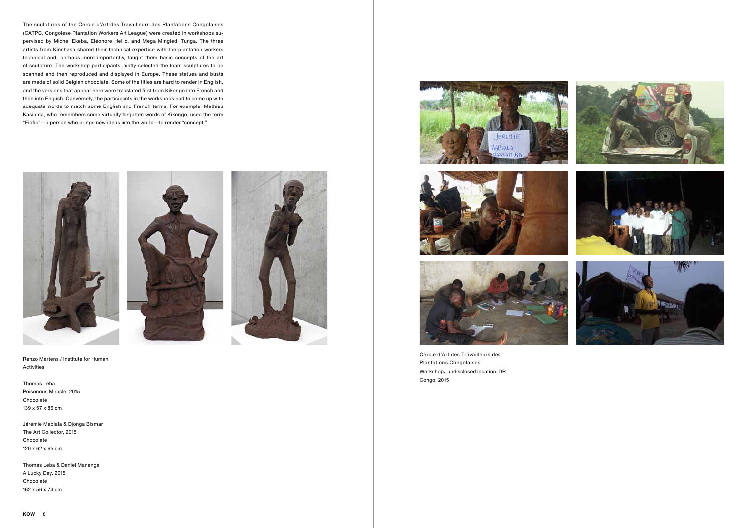The sculptures of the Cercle d'Art des Travailleurs des Plantations Congolaises (CATPC, Congolese Plantation Workers Art League) were created in workshops supervised by Michel Ekeba, Eléonore Hellio, and Mega Mingiedi Tunga. The three artists from Kinshasa shared their technical expertise with the plantation workers technical and, perhaps more importantly, taught them basic concepts of the art of sculpture. The workshop participants jointly selected the loam sculptures to be scanned and then reproduced and displayed in Europe. These statues and busts are made of solid Belgian chocolate. Some of the titles are hard to render in English, and the versions that appear here were translated first from Kikongo into French and then into English. Conversely, the participants in the workshops had to come up with adequate words to match some English and French terms. For example, Mathieu Kasiama, who remembers some virtually forgotten words of Kikongo, used the term "Fiofio"—a person who brings new ideas into the world—to render "concept."

Renzo Martens / Institute for Human Activities

Thomas Leba
Poisonous Miracle, 2015
Chocolate
139 x 57 x 86 cm

Jérémie Mabiala & Djonga Bismar
The Art Collector, 2015
Chocolate
120 x 62 x 65 cm

Thomas Leba & Daniel Manenga
A Lucky Day, 2015
Chocolate
162 x 56 x 74 cm

Cercle d'Art des Travailleurs des Plantations Congolaises
Workshop, undisclosed location, DR Congo, 2015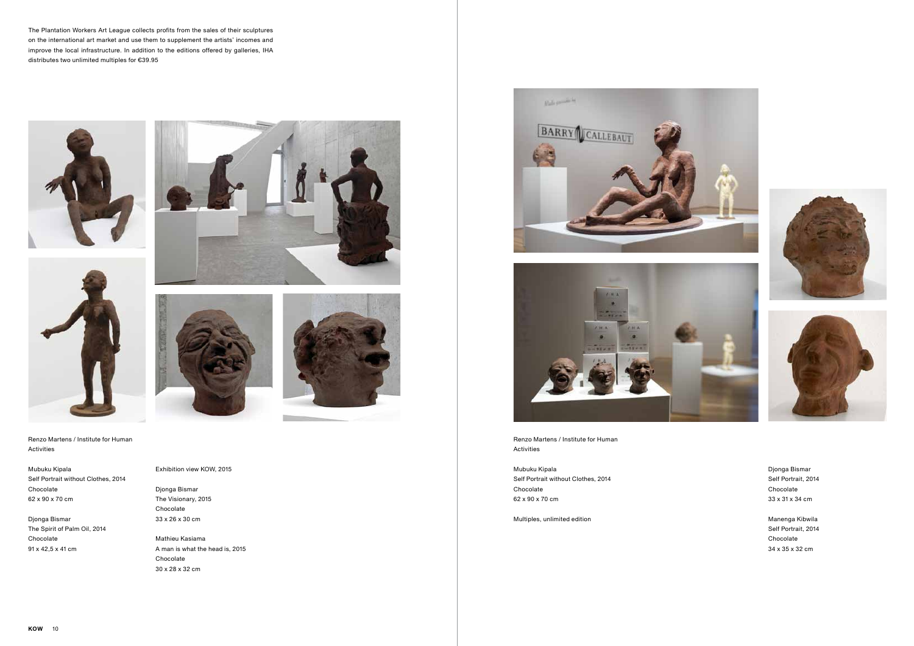The Plantation Workers Art League collects profits from the sales of their sculptures on the international art market and use them to supplement the artists' incomes and improve the local infrastructure. In addition to the editions offered by galleries, IHA distributes two unlimited multiples for €39.95

Renzo Martens / Institute for Human Activities

Mubuku Kipala
Self Portrait without Clothes, 2014
Chocolate
62 x 90 x 70 cm

Djonga Bismar
The Spirit of Palm Oil, 2014
Chocolate
91 x 42,5 x 41 cm

Exhibition view KOW, 2015

Djonga Bismar
The Visionary, 2015
Chocolate
33 x 26 x 30 cm

Mathieu Kasiama
A man is what the head is, 2015
Chocolate
30 x 28 x 32 cm

Renzo Martens / Institute for Human Activities

Mubuku Kipala
Self Portrait without Clothes, 2014
Chocolate
62 x 90 x 70 cm

Multiples, unlimited edition

Djonga Bismar
Self Portrait, 2014
Chocolate
33 x 31 x 34 cm

Manenga Kibwila
Self Portrait, 2014
Chocolate
34 x 35 x 32 cm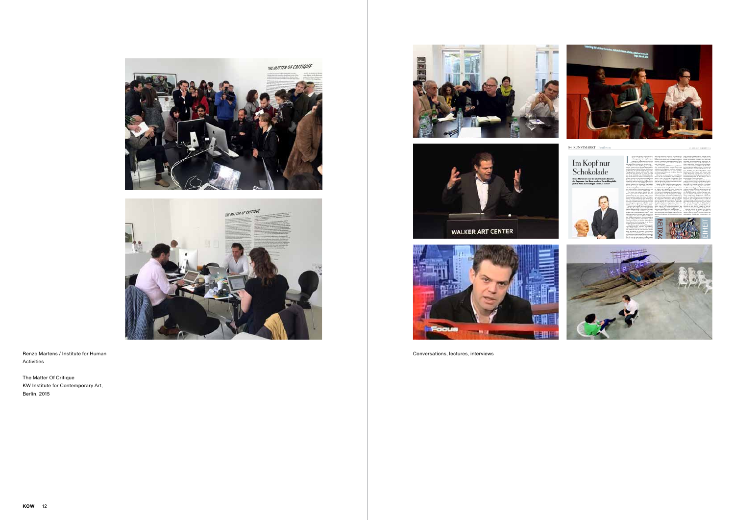Renzo Martens / Institute for Human Activities

The Matter Of Critique
KW Institute for Contemporary Art,
Berlin, 2015

Conversations, lectures, interviews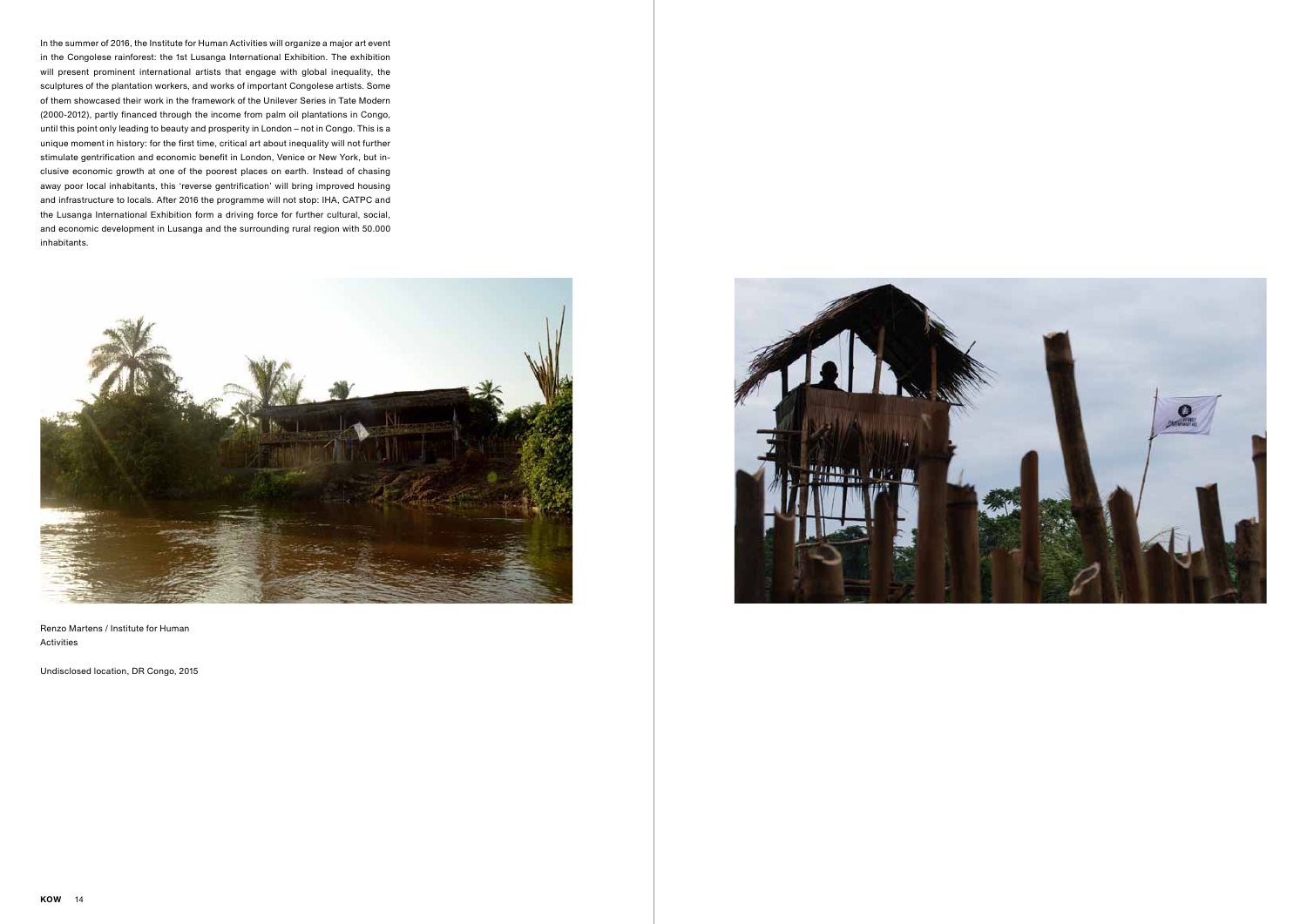In the summer of 2016, the Institute for Human Activities will organize a major art event in the Congolese rainforest: the 1st Lusanga International Exhibition. The exhibition will present prominent international artists that engage with global inequality, the sculptures of the plantation workers, and works of important Congolese artists. Some of them showcased their work in the framework of the Unilever Series in Tate Modern (2000-2012), partly financed through the income from palm oil plantations in Congo, until this point only leading to beauty and prosperity in London – not in Congo. This is a unique moment in history: for the first time, critical art about inequality will not further stimulate gentrification and economic benefit in London, Venice or New York, but inclusive economic growth at one of the poorest places on earth. Instead of chasing away poor local inhabitants, this 'reverse gentrification' will bring improved housing and infrastructure to locals. After 2016 the programme will not stop: IHA, CATPC and the Lusanga International Exhibition form a driving force for further cultural, social, and economic development in Lusanga and the surrounding rural region with 50.000 inhabitants.

Renzo Martens / Institute for Human Activities

Undisclosed location, DR Congo, 2015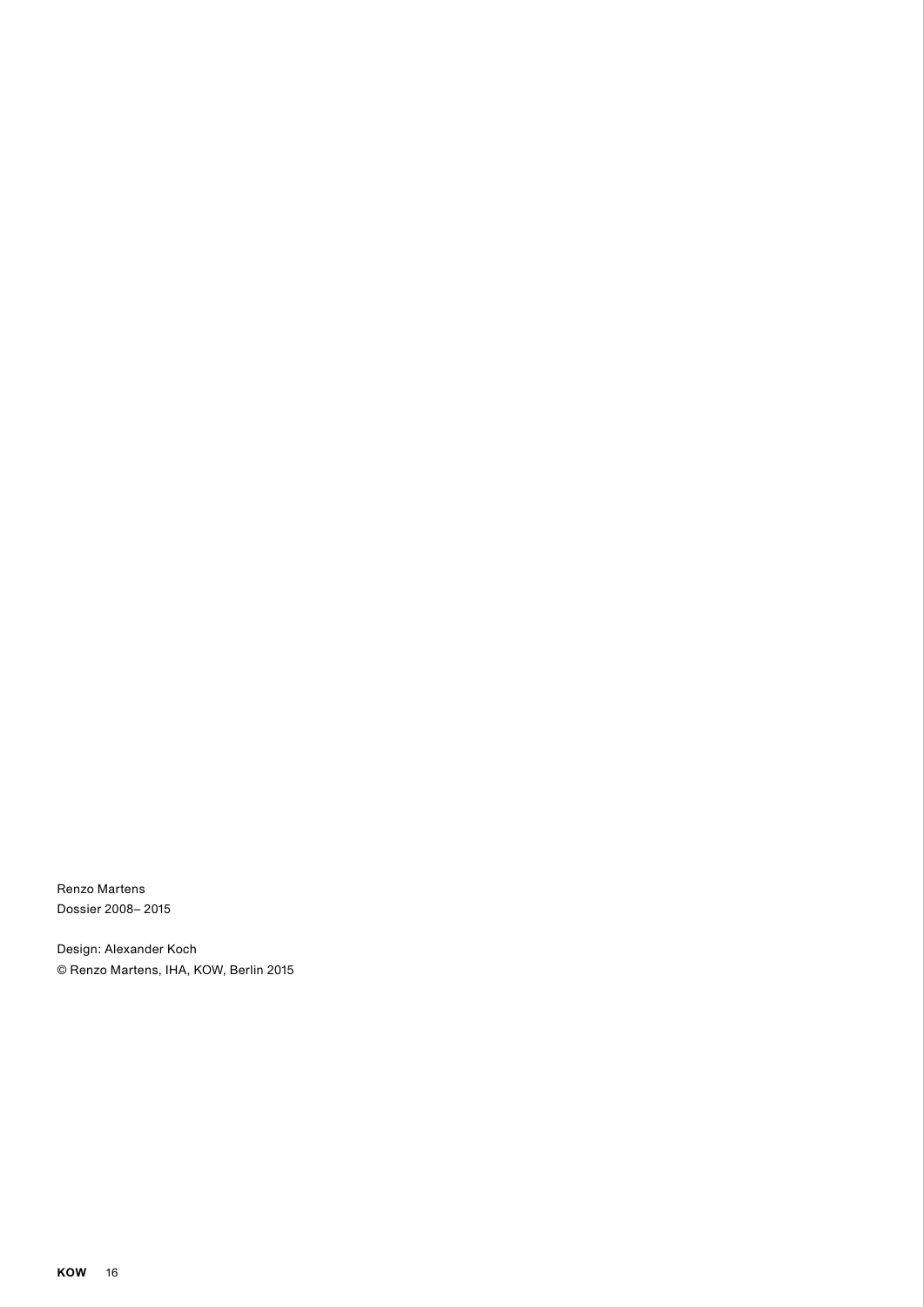Renzo Martens
Dossier 2008– 2015

Design: Alexander Koch
© Renzo Martens, IHA, KOW, Berlin 2015